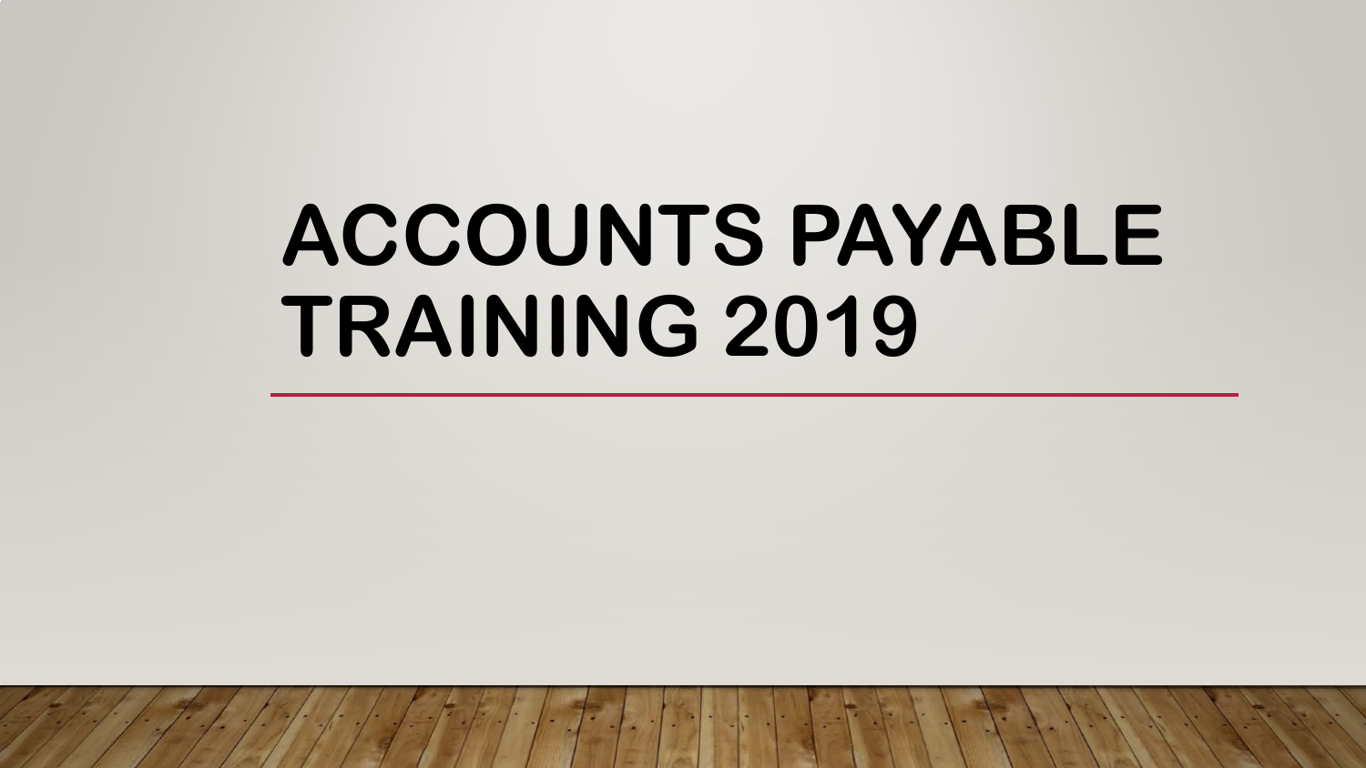# ACCOUNTS PAYABLE TRAINING 2019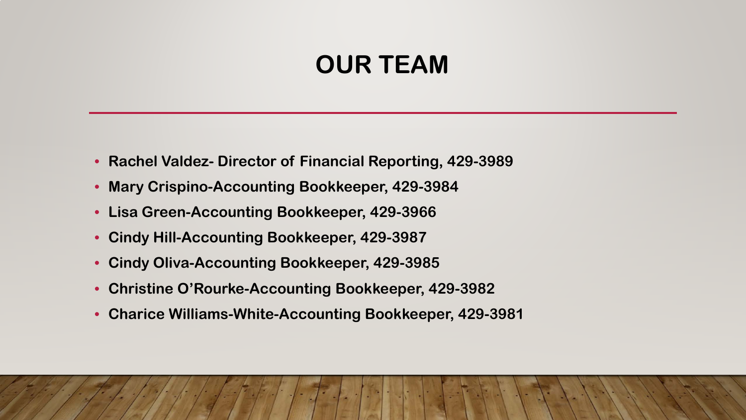# OUR TEAM

- **Rachel Valdez- Director of Financial Reporting, 429-3989**
- **Mary Crispino-Accounting Bookkeeper, 429-3984**
- **Lisa Green-Accounting Bookkeeper, 429-3966**
- **Cindy Hill-Accounting Bookkeeper, 429-3987**
- **Cindy Oliva-Accounting Bookkeeper, 429-3985**
- **Christine O'Rourke-Accounting Bookkeeper, 429-3982**
- **Charice Williams-White-Accounting Bookkeeper, 429-3981**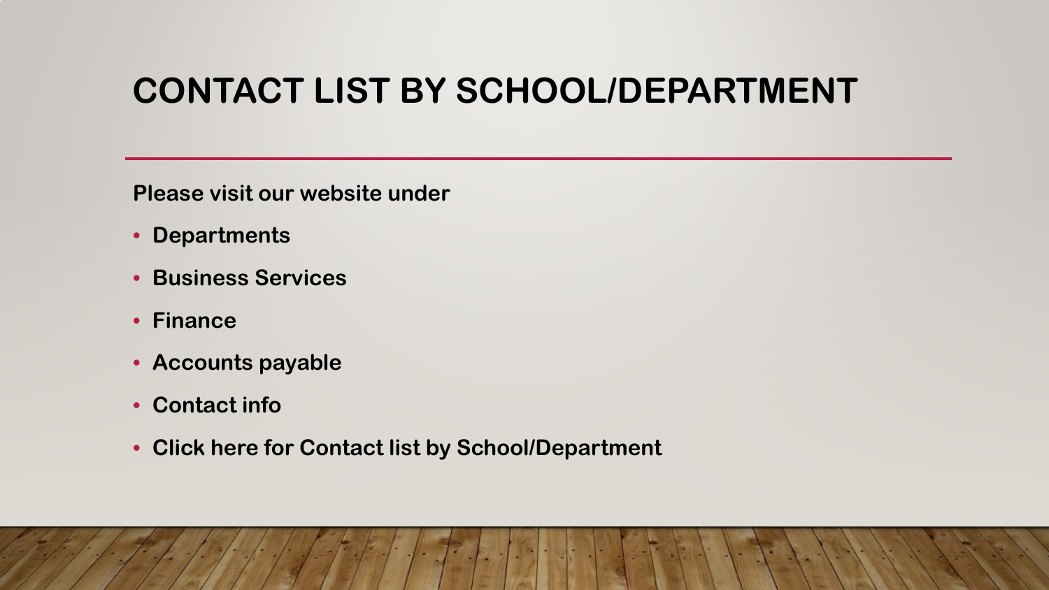# CONTACT LIST BY SCHOOL/DEPARTMENT

**Please visit our website under**

- **Departments**
- **Business Services**
- **Finance**
- **Accounts payable**
- **Contact info**
- **Click here for Contact list by School/Department**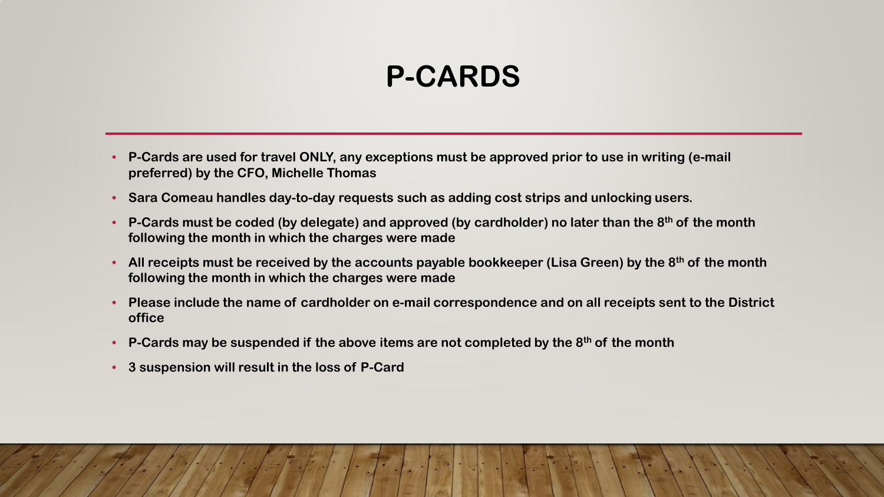# P-CARDS

- **P-Cards are used for travel ONLY, any exceptions must be approved prior to use in writing (e-mail preferred) by the CFO, Michelle Thomas**
- **Sara Comeau handles day-to-day requests such as adding cost strips and unlocking users.**
- **P-Cards must be coded (by delegate) and approved (by cardholder) no later than the 8th of the month following the month in which the charges were made**
- **All receipts must be received by the accounts payable bookkeeper (Lisa Green) by the 8th of the month following the month in which the charges were made**
- **Please include the name of cardholder on e-mail correspondence and on all receipts sent to the District office**
- **P-Cards may be suspended if the above items are not completed by the 8th of the month**
- **3 suspension will result in the loss of P-Card**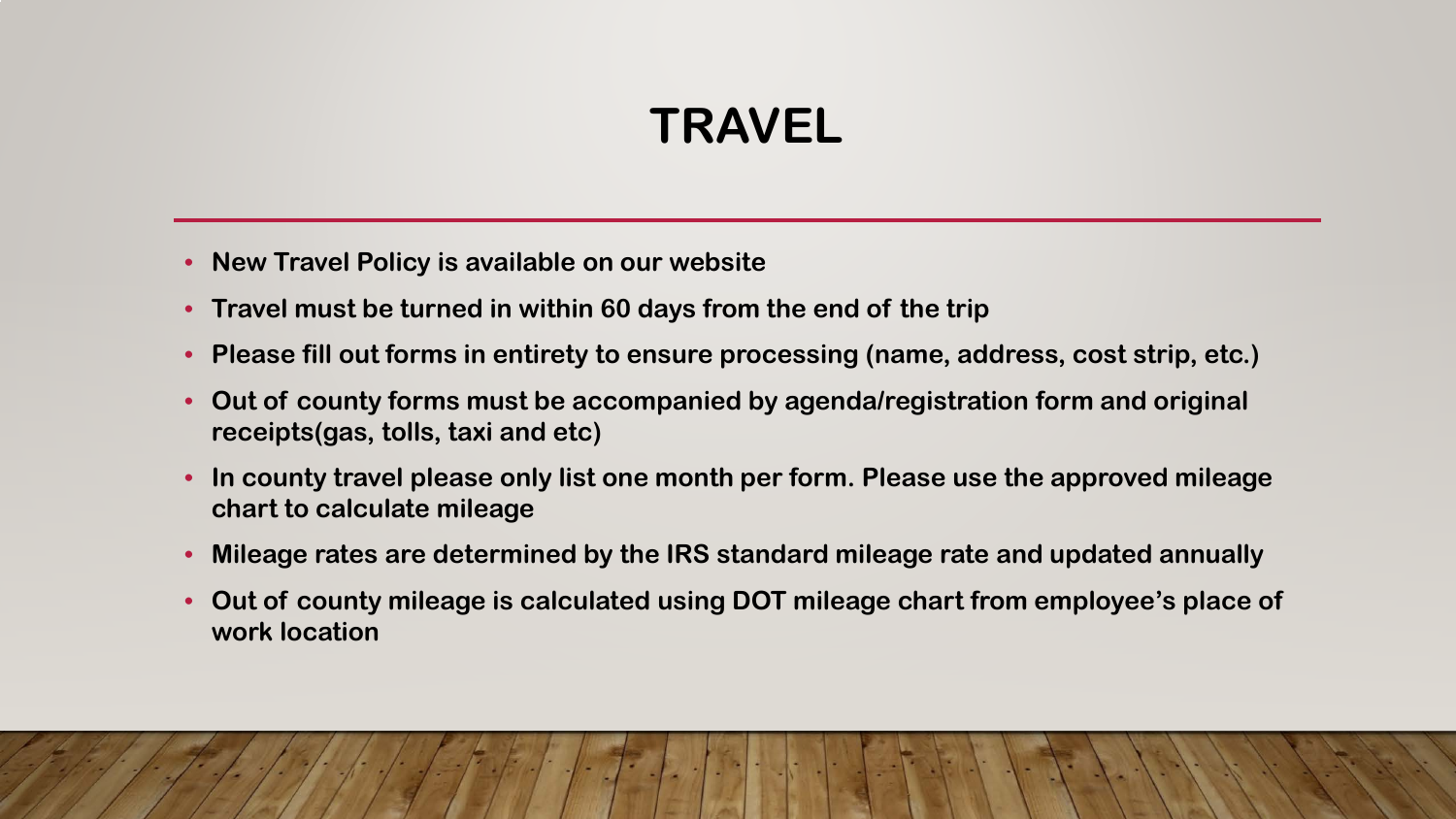# TRAVEL

- **New Travel Policy is available on our website**
- **Travel must be turned in within 60 days from the end of the trip**
- **Please fill out forms in entirety to ensure processing (name, address, cost strip, etc.)**
- **Out of county forms must be accompanied by agenda/registration form and original receipts(gas, tolls, taxi and etc)**
- **In county travel please only list one month per form. Please use the approved mileage chart to calculate mileage**
- **Mileage rates are determined by the IRS standard mileage rate and updated annually**
- **Out of county mileage is calculated using DOT mileage chart from employee's place of work location**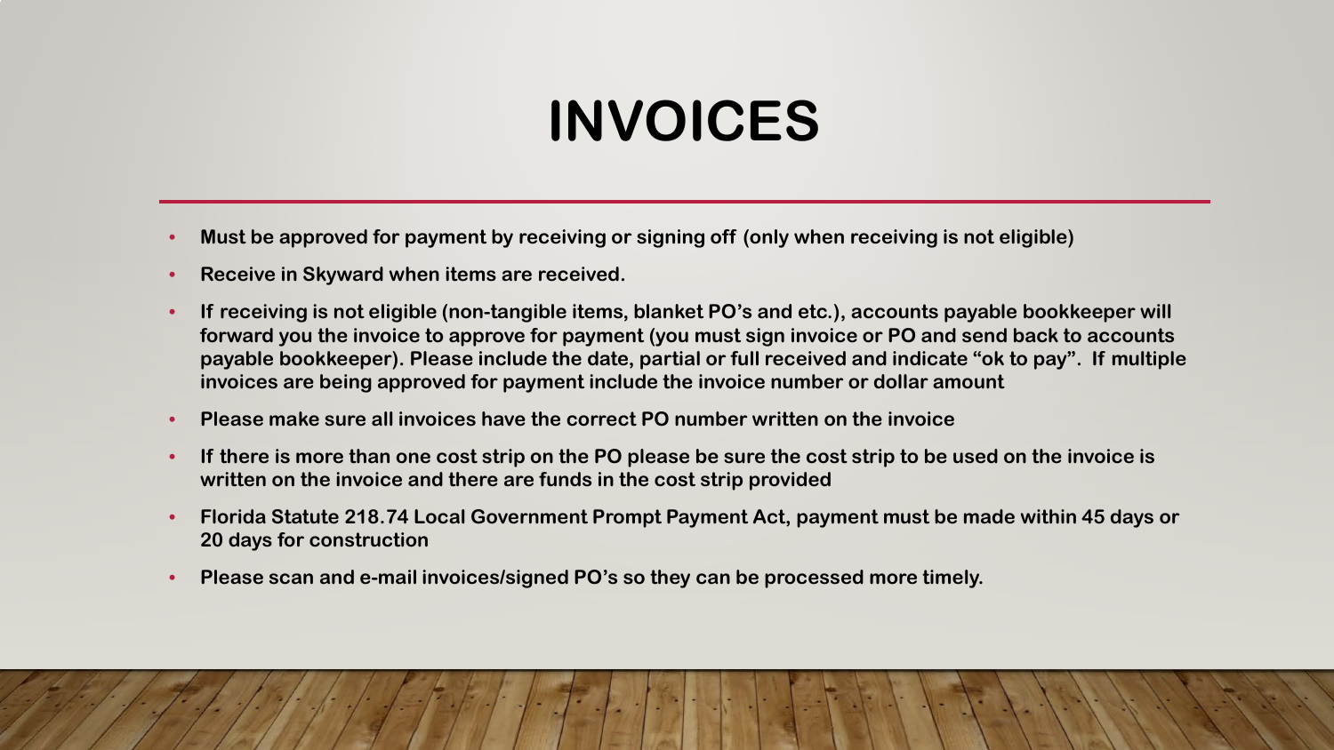# INVOICES

- **Must be approved for payment by receiving or signing off (only when receiving is not eligible)**
- **Receive in Skyward when items are received.**
- **If receiving is not eligible (non-tangible items, blanket PO's and etc.), accounts payable bookkeeper will forward you the invoice to approve for payment (you must sign invoice or PO and send back to accounts payable bookkeeper). Please include the date, partial or full received and indicate "ok to pay". If multiple invoices are being approved for payment include the invoice number or dollar amount**
- **Please make sure all invoices have the correct PO number written on the invoice**
- **If there is more than one cost strip on the PO please be sure the cost strip to be used on the invoice is written on the invoice and there are funds in the cost strip provided**
- **Florida Statute 218.74 Local Government Prompt Payment Act, payment must be made within 45 days or 20 days for construction**
- **Please scan and e-mail invoices/signed PO's so they can be processed more timely.**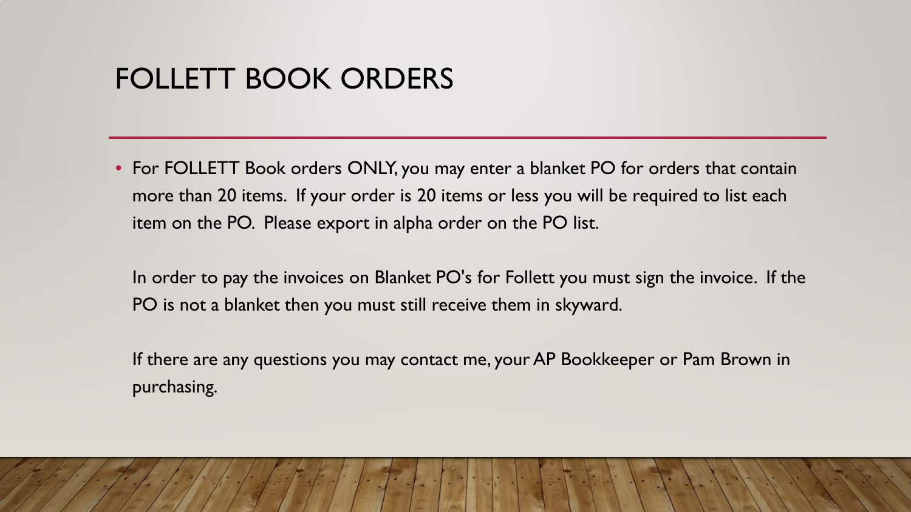# FOLLETT BOOK ORDERS

- For FOLLETT Book orders ONLY, you may enter a blanket PO for orders that contain more than 20 items.  If your order is 20 items or less you will be required to list each item on the PO.  Please export in alpha order on the PO list.

  In order to pay the invoices on Blanket PO's for Follett you must sign the invoice.  If the PO is not a blanket then you must still receive them in skyward.

  If there are any questions you may contact me, your AP Bookkeeper or Pam Brown in purchasing.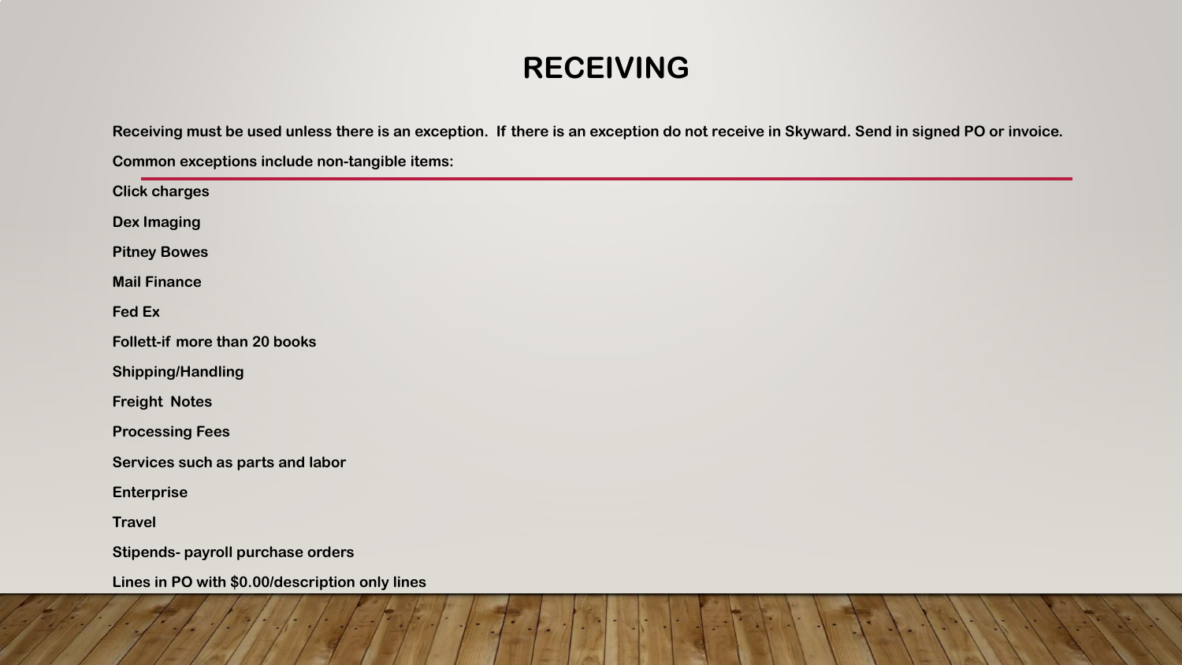# RECEIVING

**Receiving must be used unless there is an exception. If there is an exception do not receive in Skyward. Send in signed PO or invoice.**

**Common exceptions include non-tangible items:**

**Click charges**

**Dex Imaging**

**Pitney Bowes**

**Mail Finance**

**Fed Ex**

**Follett-if more than 20 books**

**Shipping/Handling**

**Freight Notes**

**Processing Fees**

**Services such as parts and labor**

**Enterprise**

**Travel**

**Stipends- payroll purchase orders**

**Lines in PO with $0.00/description only lines**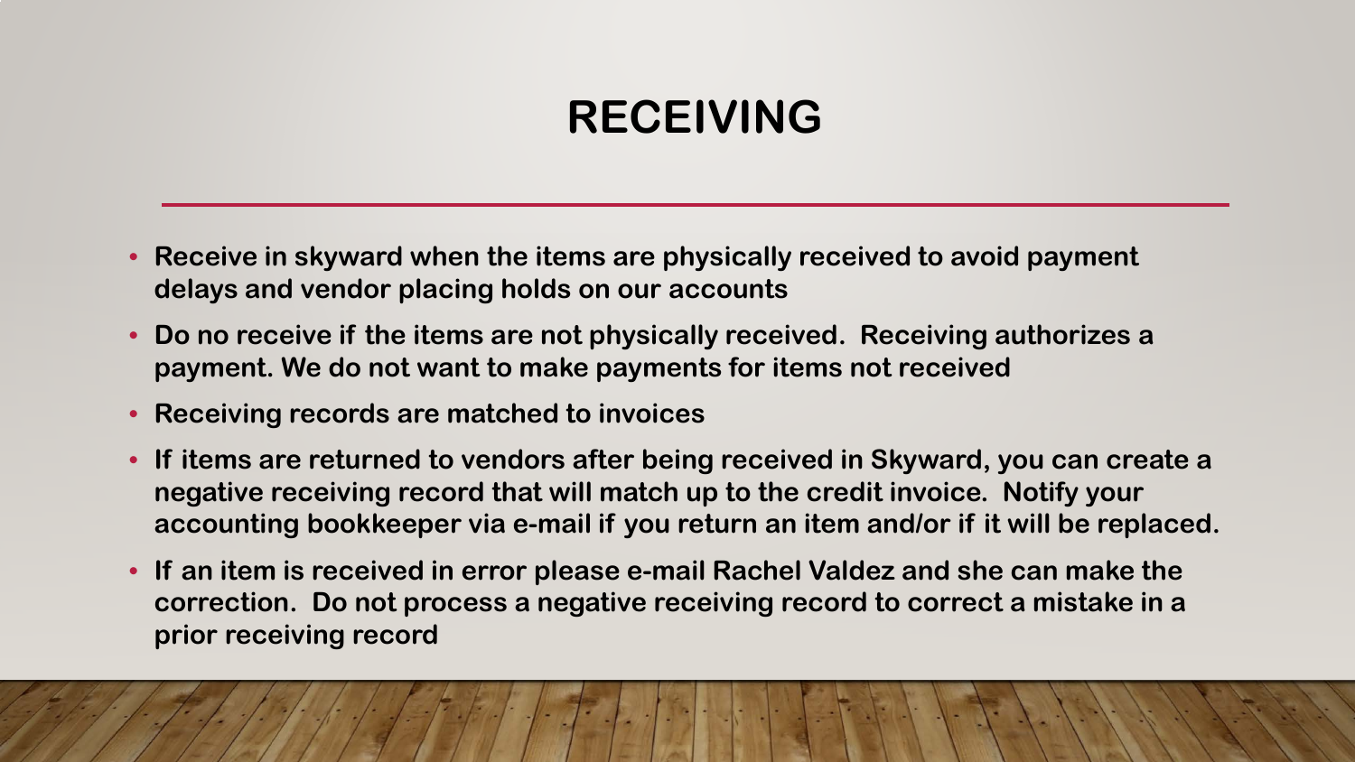# RECEIVING

- **Receive in skyward when the items are physically received to avoid payment delays and vendor placing holds on our accounts**
- **Do no receive if the items are not physically received. Receiving authorizes a payment. We do not want to make payments for items not received**
- **Receiving records are matched to invoices**
- **If items are returned to vendors after being received in Skyward, you can create a negative receiving record that will match up to the credit invoice. Notify your accounting bookkeeper via e-mail if you return an item and/or if it will be replaced.**
- **If an item is received in error please e-mail Rachel Valdez and she can make the correction. Do not process a negative receiving record to correct a mistake in a prior receiving record**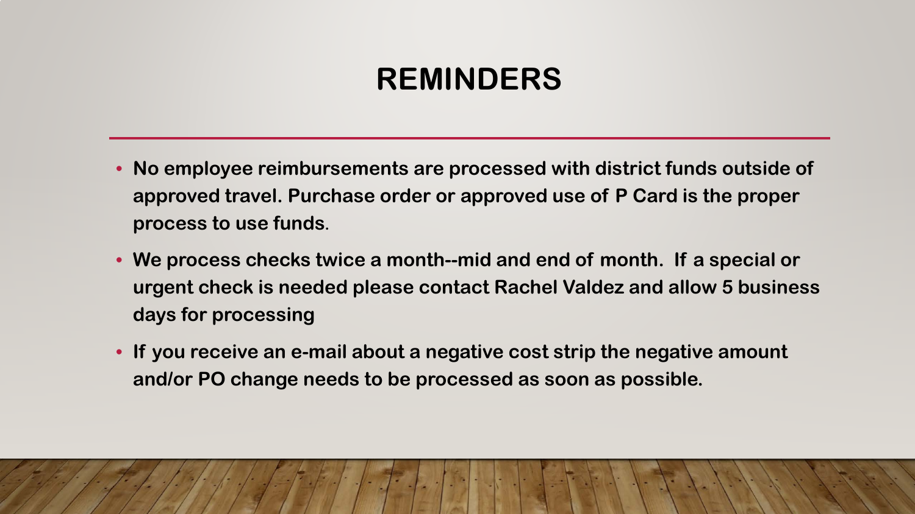# REMINDERS

- **No employee reimbursements are processed with district funds outside of approved travel. Purchase order or approved use of P Card is the proper process to use funds**.
- **We process checks twice a month--mid and end of month. If a special or urgent check is needed please contact Rachel Valdez and allow 5 business days for processing**
- **If you receive an e-mail about a negative cost strip the negative amount and/or PO change needs to be processed as soon as possible.**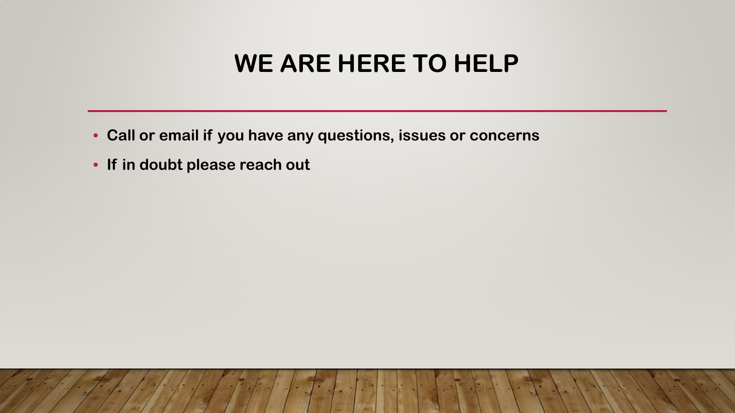# WE ARE HERE TO HELP

- **Call or email if you have any questions, issues or concerns**
- **If in doubt please reach out**